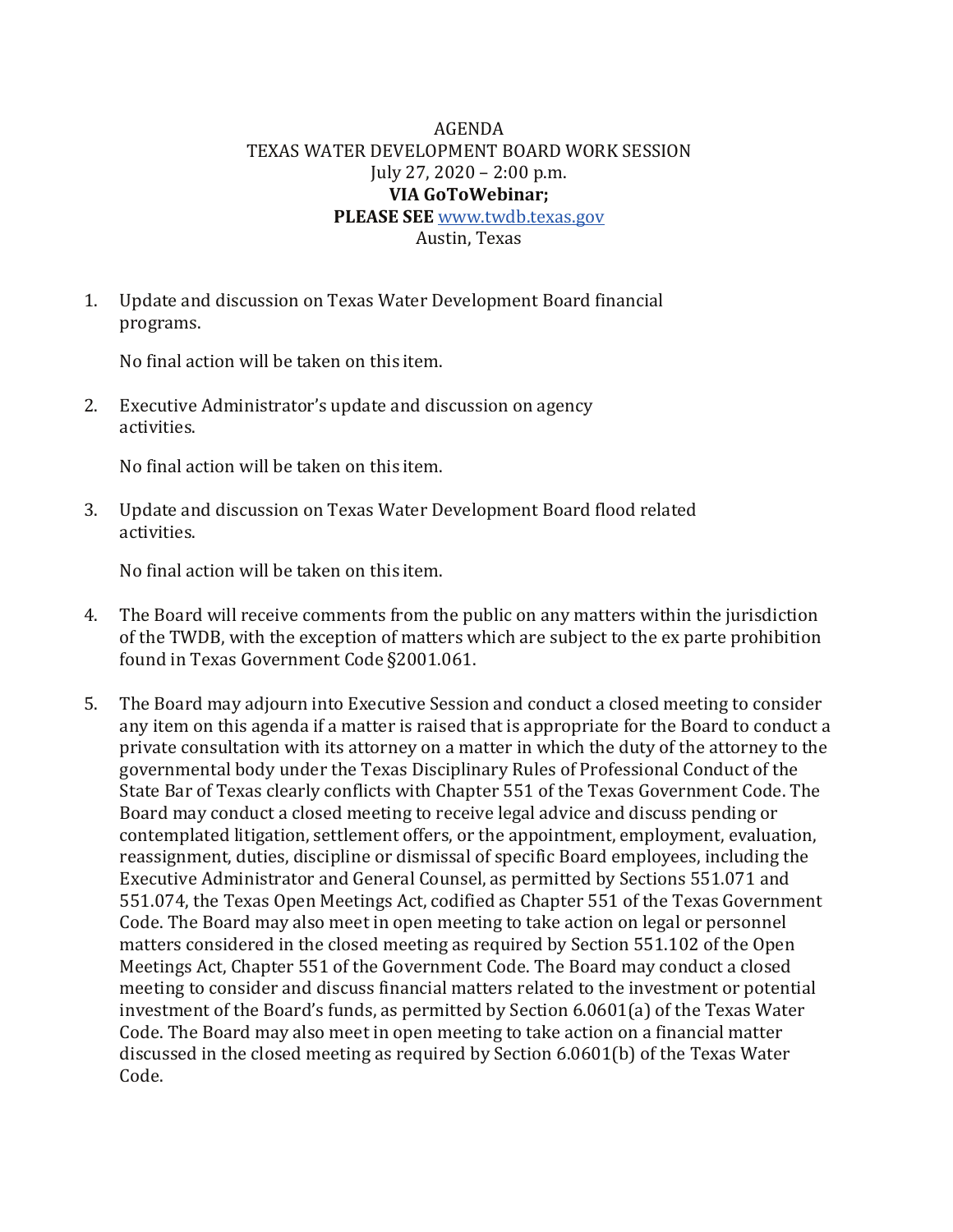# AGENDA

## TEXAS WATER DEVELOPMENT BOARD WORK SESSION

July 27, 2020 – 2:00 p.m.

**VIA GoToWebinar;**

**PLEASE SEE** www.twdb.texas.gov

Austin, Texas

1. Update and discussion on Texas Water Development Board financial programs.

   No final action will be taken on this item.

2. Executive Administrator's update and discussion on agency activities.

   No final action will be taken on this item.

3. Update and discussion on Texas Water Development Board flood related activities.

   No final action will be taken on this item.

4. The Board will receive comments from the public on any matters within the jurisdiction of the TWDB, with the exception of matters which are subject to the ex parte prohibition found in Texas Government Code §2001.061.

5. The Board may adjourn into Executive Session and conduct a closed meeting to consider any item on this agenda if a matter is raised that is appropriate for the Board to conduct a private consultation with its attorney on a matter in which the duty of the attorney to the governmental body under the Texas Disciplinary Rules of Professional Conduct of the State Bar of Texas clearly conflicts with Chapter 551 of the Texas Government Code. The Board may conduct a closed meeting to receive legal advice and discuss pending or contemplated litigation, settlement offers, or the appointment, employment, evaluation, reassignment, duties, discipline or dismissal of specific Board employees, including the Executive Administrator and General Counsel, as permitted by Sections 551.071 and 551.074, the Texas Open Meetings Act, codified as Chapter 551 of the Texas Government Code. The Board may also meet in open meeting to take action on legal or personnel matters considered in the closed meeting as required by Section 551.102 of the Open Meetings Act, Chapter 551 of the Government Code. The Board may conduct a closed meeting to consider and discuss financial matters related to the investment or potential investment of the Board's funds, as permitted by Section 6.0601(a) of the Texas Water Code. The Board may also meet in open meeting to take action on a financial matter discussed in the closed meeting as required by Section 6.0601(b) of the Texas Water Code.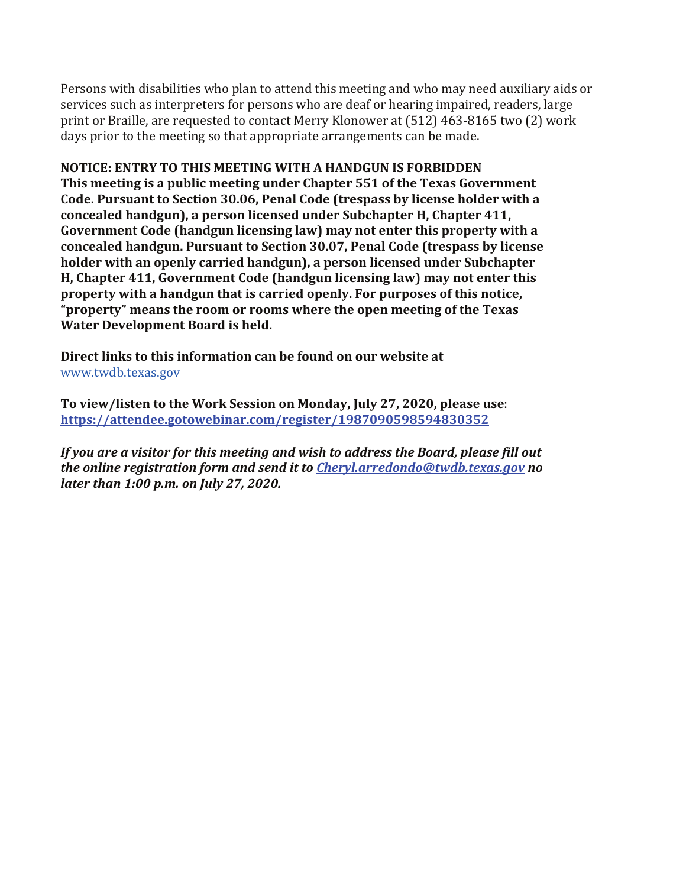Persons with disabilities who plan to attend this meeting and who may need auxiliary aids or services such as interpreters for persons who are deaf or hearing impaired, readers, large print or Braille, are requested to contact Merry Klonower at (512) 463-8165 two (2) work days prior to the meeting so that appropriate arrangements can be made.

**NOTICE: ENTRY TO THIS MEETING WITH A HANDGUN IS FORBIDDEN**
**This meeting is a public meeting under Chapter 551 of the Texas Government Code. Pursuant to Section 30.06, Penal Code (trespass by license holder with a concealed handgun), a person licensed under Subchapter H, Chapter 411, Government Code (handgun licensing law) may not enter this property with a concealed handgun. Pursuant to Section 30.07, Penal Code (trespass by license holder with an openly carried handgun), a person licensed under Subchapter H, Chapter 411, Government Code (handgun licensing law) may not enter this property with a handgun that is carried openly. For purposes of this notice, "property" means the room or rooms where the open meeting of the Texas Water Development Board is held.**

**Direct links to this information can be found on our website at**
[www.twdb.texas.gov](http://www.twdb.texas.gov)

**To view/listen to the Work Session on Monday, July 27, 2020, please use**:
**[https://attendee.gotowebinar.com/register/1987090598594830352](https://attendee.gotowebinar.com/register/1987090598594830352)**

***If you are a visitor for this meeting and wish to address the Board, please fill out the online registration form and send it to [Cheryl.arredondo@twdb.texas.gov](mailto:Cheryl.arredondo@twdb.texas.gov) no later than 1:00 p.m. on July 27, 2020.***